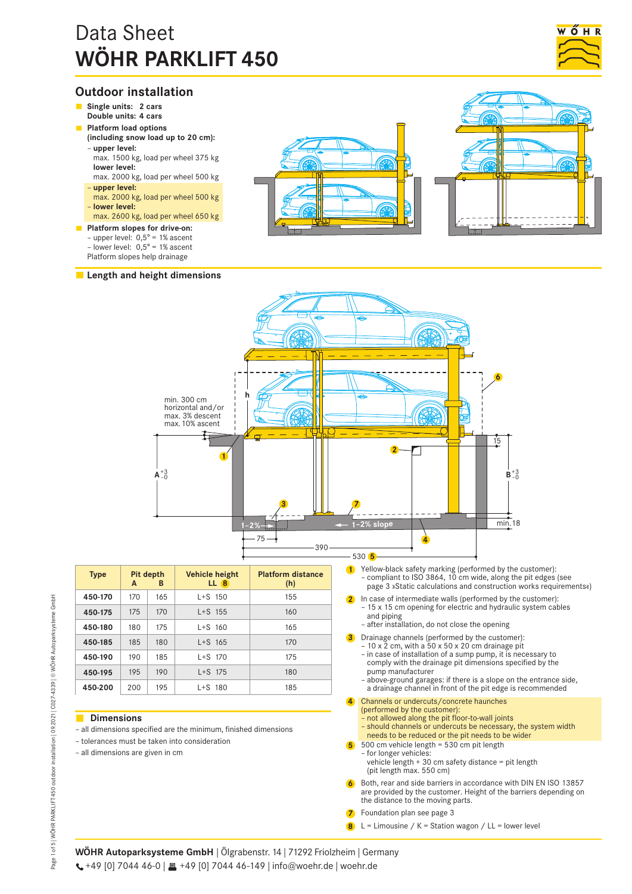# Data Sheet
# WÖHR PARKLIFT 450

## Outdoor installation

- **Single units: 2 cars**
  **Double units: 4 cars**
- **Platform load options (including snow load up to 20 cm):**
  - **upper level:**
    max. 1500 kg, load per wheel 375 kg
    **lower level:**
    max. 2000 kg, load per wheel 500 kg
  - **upper level:**
    max. 2000 kg, load per wheel 500 kg
  - **lower level:**
    max. 2600 kg, load per wheel 650 kg
- **Platform slopes for drive-on:**
  - upper level: 0,5° = 1% ascent
  - lower level: 0,5° = 1% ascent

  Platform slopes help drainage

- **Length and height dimensions**

min. 300 cm horizontal and/or max. 3% descent max. 10% ascent

| Type | Pit depth A | Pit depth B | Vehicle height LL (8) | Platform distance (h) |
|---|---|---|---|---|
| 450-170 | 170 | 165 | L+S 150 | 155 |
| 450-175 | 175 | 170 | L+S 155 | 160 |
| 450-180 | 180 | 175 | L+S 160 | 165 |
| 450-185 | 185 | 180 | L+S 165 | 170 |
| 450-190 | 190 | 185 | L+S 170 | 175 |
| 450-195 | 195 | 190 | L+S 175 | 180 |
| 450-200 | 200 | 195 | L+S 180 | 185 |

## Dimensions

- all dimensions specified are the minimum, finished dimensions
- tolerances must be taken into consideration
- all dimensions are given in cm

1. Yellow-black safety marking (performed by the customer):
   - compliant to ISO 3864, 10 cm wide, along the pit edges (see page 3 »Static calculations and construction works requirements«)
2. In case of intermediate walls (performed by the customer):
   - 15 x 15 cm opening for electric and hydraulic system cables and piping
   - after installation, do not close the opening
3. Drainage channels (performed by the customer):
   - 10 x 2 cm, with a 50 x 50 x 20 cm drainage pit
   - in case of installation of a sump pump, it is necessary to comply with the drainage pit dimensions specified by the pump manufacturer
   - above-ground garages: if there is a slope on the entrance side, a drainage channel in front of the pit edge is recommended
4. Channels or undercuts/concrete haunches (performed by the customer):
   - not allowed along the pit floor-to-wall joints
   - should channels or undercuts be necessary, the system width needs to be reduced or the pit needs to be wider
5. 500 cm vehicle length = 530 cm pit length
   - for longer vehicles:
     vehicle length + 30 cm safety distance = pit length
     (pit length max. 550 cm)
6. Both, rear and side barriers in accordance with DIN EN ISO 13857 are provided by the customer. Height of the barriers depending on the distance to the moving parts.
7. Foundation plan see page 3
8. L = Limousine / K = Station wagon / LL = lower level

**WÖHR Autoparksysteme GmbH** | Ölgrabenstr. 14 | 71292 Friolzheim | Germany
+49 [0] 7044 46-0 | +49 [0] 7044 46-149 | info@woehr.de | woehr.de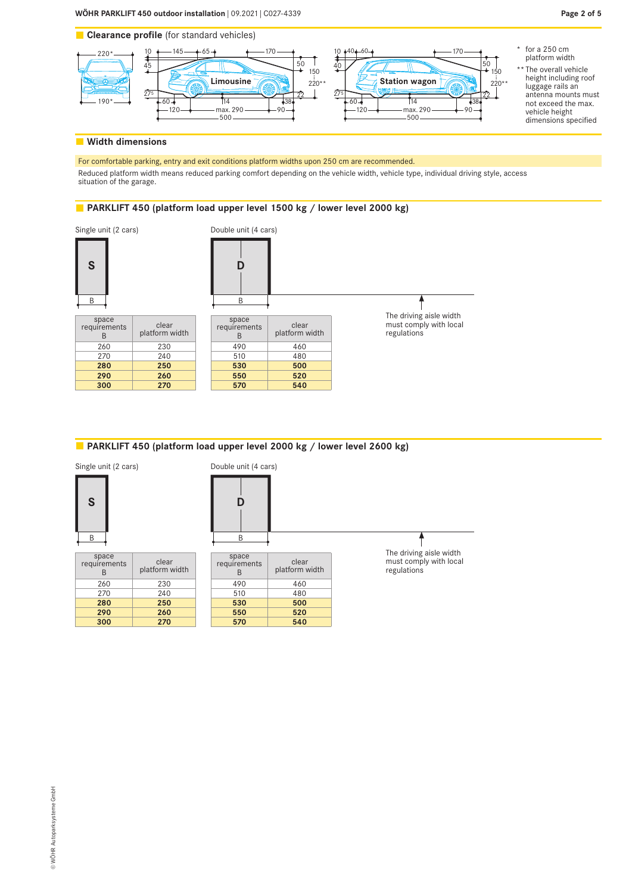## Clearance profile (for standard vehicles)

Limousine

Station wagon

\* for a 250 cm platform width

\*\* The overall vehicle height including roof luggage rails an antenna mounts must not exceed the max. vehicle height dimensions specified

## Width dimensions

For comfortable parking, entry and exit conditions platform widths upon 250 cm are recommended.

Reduced platform width means reduced parking comfort depending on the vehicle width, vehicle type, individual driving style, access situation of the garage.

## PARKLIFT 450 (platform load upper level 1500 kg / lower level 2000 kg)

Single unit (2 cars)

| space requirements B | clear platform width |
|---|---|
| 260 | 230 |
| 270 | 240 |
| **280** | **250** |
| **290** | **260** |
| **300** | **270** |

Double unit (4 cars)

| space requirements B | clear platform width |
|---|---|
| 490 | 460 |
| 510 | 480 |
| **530** | **500** |
| **550** | **520** |
| **570** | **540** |

The driving aisle width must comply with local regulations

## PARKLIFT 450 (platform load upper level 2000 kg / lower level 2600 kg)

Single unit (2 cars)

| space requirements B | clear platform width |
|---|---|
| 260 | 230 |
| 270 | 240 |
| **280** | **250** |
| **290** | **260** |
| **300** | **270** |

Double unit (4 cars)

| space requirements B | clear platform width |
|---|---|
| 490 | 460 |
| 510 | 480 |
| **530** | **500** |
| **550** | **520** |
| **570** | **540** |

The driving aisle width must comply with local regulations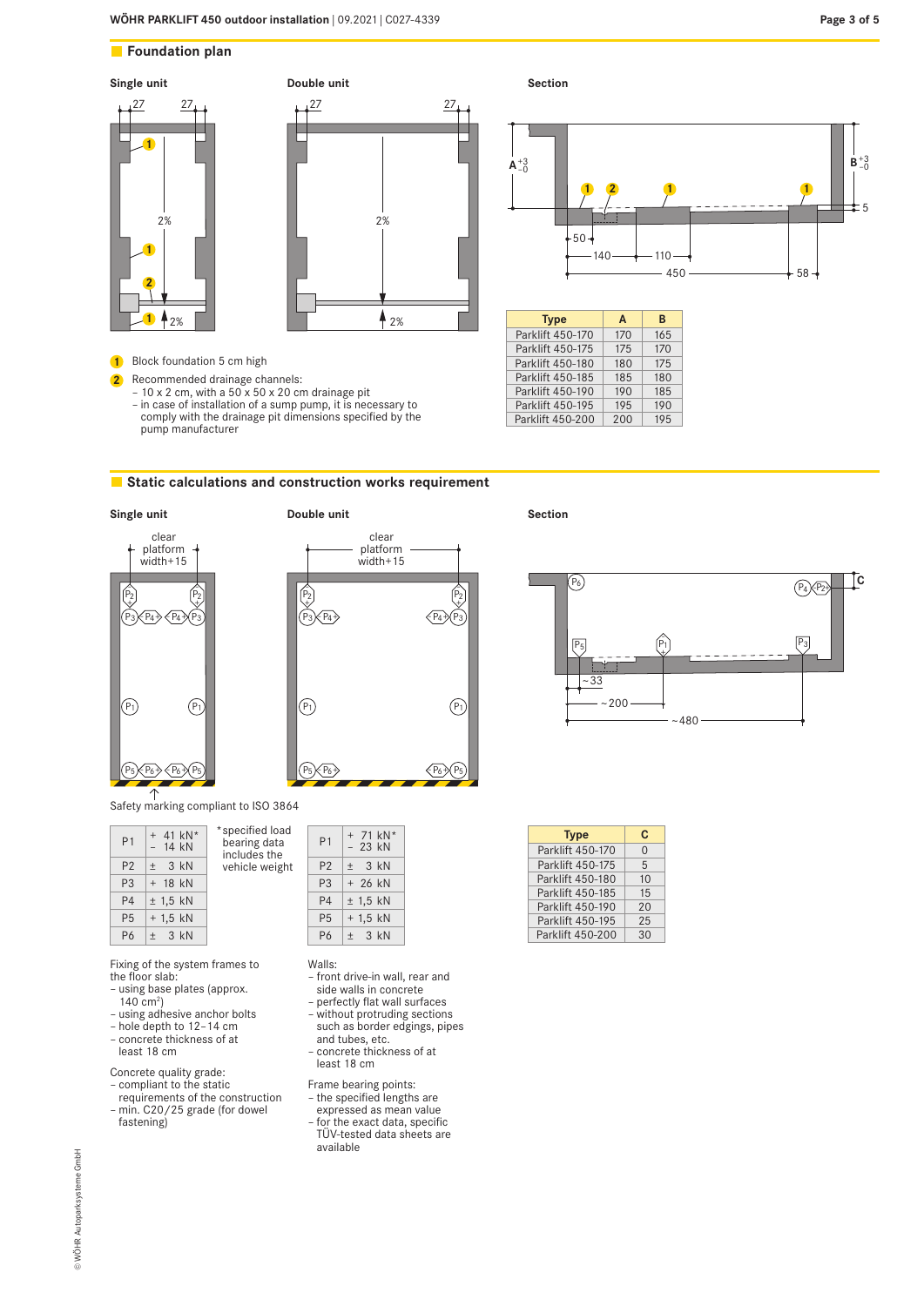## Foundation plan

**Single unit**

**Double unit**

**Section**

| Type | A | B |
|---|---|---|
| Parklift 450-170 | 170 | 165 |
| Parklift 450-175 | 175 | 170 |
| Parklift 450-180 | 180 | 175 |
| Parklift 450-185 | 185 | 180 |
| Parklift 450-190 | 190 | 185 |
| Parklift 450-195 | 195 | 190 |
| Parklift 450-200 | 200 | 195 |

1. Block foundation 5 cm high
2. Recommended drainage channels:
   - 10 x 2 cm, with a 50 x 50 x 20 cm drainage pit
   - in case of installation of a sump pump, it is necessary to comply with the drainage pit dimensions specified by the pump manufacturer

## Static calculations and construction works requirement

**Single unit**

**Double unit**

**Section**

Safety marking compliant to ISO 3864

**Single unit**

| | |
|---|---|
| P1 | + 41 kN* / – 14 kN |
| P2 | ± 3 kN |
| P3 | + 18 kN |
| P4 | ± 1,5 kN |
| P5 | + 1,5 kN |
| P6 | ± 3 kN |

*specified load bearing data includes the vehicle weight

**Double unit**

| | |
|---|---|
| P1 | + 71 kN* / – 23 kN |
| P2 | ± 3 kN |
| P3 | + 26 kN |
| P4 | ± 1,5 kN |
| P5 | + 1,5 kN |
| P6 | ± 3 kN |

| Type | C |
|---|---|
| Parklift 450-170 | 0 |
| Parklift 450-175 | 5 |
| Parklift 450-180 | 10 |
| Parklift 450-185 | 15 |
| Parklift 450-190 | 20 |
| Parklift 450-195 | 25 |
| Parklift 450-200 | 30 |

Fixing of the system frames to the floor slab:
- using base plates (approx. 140 cm²)
- using adhesive anchor bolts
- hole depth to 12–14 cm
- concrete thickness of at least 18 cm

Concrete quality grade:
- compliant to the static requirements of the construction
- min. C20/25 grade (for dowel fastening)

Walls:
- front drive-in wall, rear and side walls in concrete
- perfectly flat wall surfaces
- without protruding sections such as border edgings, pipes and tubes, etc.
- concrete thickness of at least 18 cm

Frame bearing points:
- the specified lengths are expressed as mean value
- for the exact data, specific TÜV-tested data sheets are available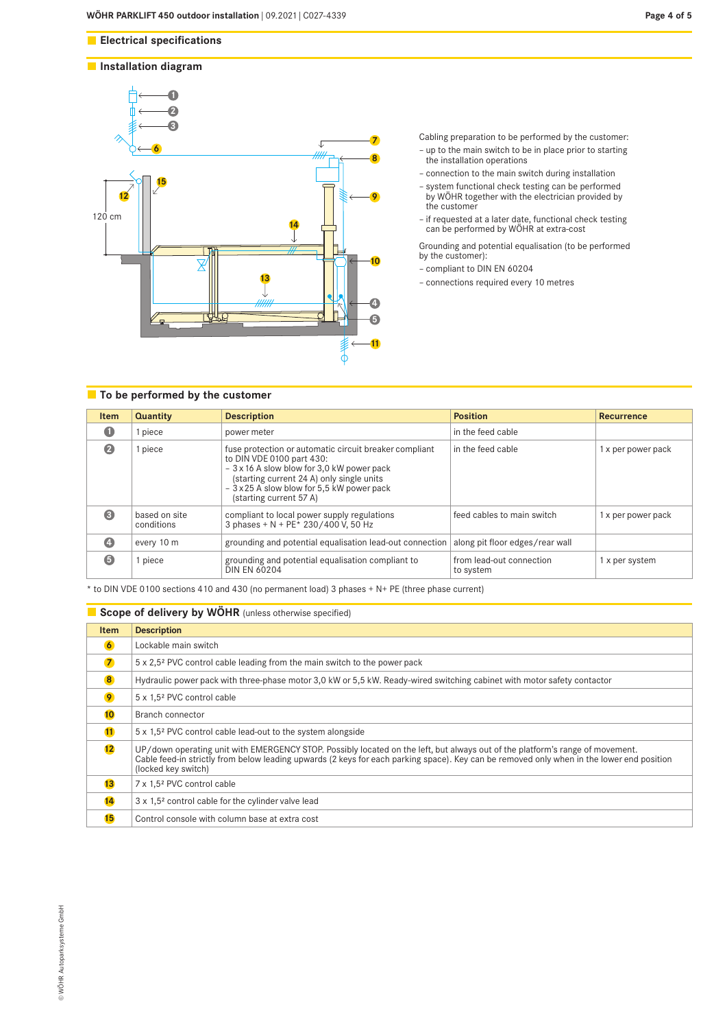## Electrical specifications

## Installation diagram

Cabling preparation to be performed by the customer:

- up to the main switch to be in place prior to starting the installation operations
- connection to the main switch during installation
- system functional check testing can be performed by WÖHR together with the electrician provided by the customer
- if requested at a later date, functional check testing can be performed by WÖHR at extra-cost

Grounding and potential equalisation (to be performed by the customer):

- compliant to DIN EN 60204
- connections required every 10 metres

## To be performed by the customer

| Item | Quantity | Description | Position | Recurrence |
|---|---|---|---|---|
| 1 | 1 piece | power meter | in the feed cable | |
| 2 | 1 piece | fuse protection or automatic circuit breaker compliant to DIN VDE 0100 part 430:<br>– 3 x 16 A slow blow for 3,0 kW power pack (starting current 24 A) only single units<br>– 3 x 25 A slow blow for 5,5 kW power pack (starting current 57 A) | in the feed cable | 1 x per power pack |
| 3 | based on site conditions | compliant to local power supply regulations<br>3 phases + N + PE* 230/400 V, 50 Hz | feed cables to main switch | 1 x per power pack |
| 4 | every 10 m | grounding and potential equalisation lead-out connection | along pit floor edges/rear wall | |
| 5 | 1 piece | grounding and potential equalisation compliant to DIN EN 60204 | from lead-out connection to system | 1 x per system |

\* to DIN VDE 0100 sections 410 and 430 (no permanent load) 3 phases + N+ PE (three phase current)

## Scope of delivery by WÖHR (unless otherwise specified)

| Item | Description |
|---|---|
| 6 | Lockable main switch |
| 7 | 5 x 2,5² PVC control cable leading from the main switch to the power pack |
| 8 | Hydraulic power pack with three-phase motor 3,0 kW or 5,5 kW. Ready-wired switching cabinet with motor safety contactor |
| 9 | 5 x 1,5² PVC control cable |
| 10 | Branch connector |
| 11 | 5 x 1,5² PVC control cable lead-out to the system alongside |
| 12 | UP/down operating unit with EMERGENCY STOP. Possibly located on the left, but always out of the platform's range of movement.<br>Cable feed-in strictly from below leading upwards (2 keys for each parking space). Key can be removed only when in the lower end position (locked key switch) |
| 13 | 7 x 1,5² PVC control cable |
| 14 | 3 x 1,5² control cable for the cylinder valve lead |
| 15 | Control console with column base at extra cost |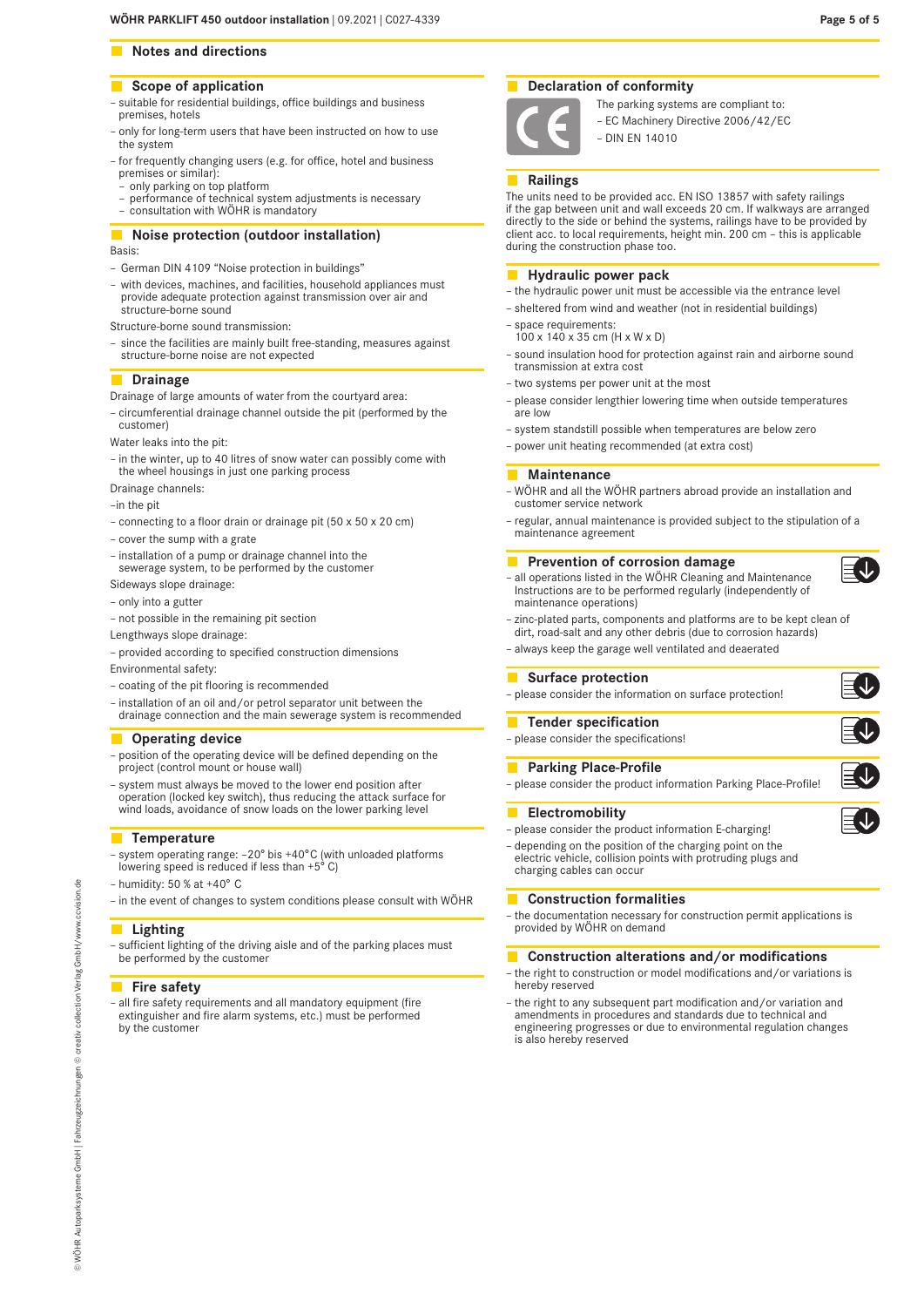## Notes and directions

### Scope of application

- suitable for residential buildings, office buildings and business premises, hotels
- only for long-term users that have been instructed on how to use the system
- for frequently changing users (e.g. for office, hotel and business premises or similar):
  - only parking on top platform
  - performance of technical system adjustments is necessary
  - consultation with WÖHR is mandatory

### Noise protection (outdoor installation)

Basis:

- German DIN 4109 "Noise protection in buildings"
- with devices, machines, and facilities, household appliances must provide adequate protection against transmission over air and structure-borne sound

Structure-borne sound transmission:

- since the facilities are mainly built free-standing, measures against structure-borne noise are not expected

### Drainage

Drainage of large amounts of water from the courtyard area:

- circumferential drainage channel outside the pit (performed by the customer)

Water leaks into the pit:

- in the winter, up to 40 litres of snow water can possibly come with the wheel housings in just one parking process

Drainage channels:

- in the pit
- connecting to a floor drain or drainage pit (50 x 50 x 20 cm)
- cover the sump with a grate
- installation of a pump or drainage channel into the sewerage system, to be performed by the customer

Sideways slope drainage:

- only into a gutter
- not possible in the remaining pit section

Lengthways slope drainage:

- provided according to specified construction dimensions

Environmental safety:

- coating of the pit flooring is recommended
- installation of an oil and/or petrol separator unit between the drainage connection and the main sewerage system is recommended

### Operating device

- position of the operating device will be defined depending on the project (control mount or house wall)
- system must always be moved to the lower end position after operation (locked key switch), thus reducing the attack surface for wind loads, avoidance of snow loads on the lower parking level

### Temperature

- system operating range: –20° bis +40°C (with unloaded platforms lowering speed is reduced if less than +5° C)
- humidity: 50 % at +40° C
- in the event of changes to system conditions please consult with WÖHR

### Lighting

- sufficient lighting of the driving aisle and of the parking places must be performed by the customer

### Fire safety

- all fire safety requirements and all mandatory equipment (fire extinguisher and fire alarm systems, etc.) must be performed by the customer

### Declaration of conformity

The parking systems are compliant to:

- EC Machinery Directive 2006/42/EC
- DIN EN 14010

### Railings

The units need to be provided acc. EN ISO 13857 with safety railings if the gap between unit and wall exceeds 20 cm. If walkways are arranged directly to the side or behind the systems, railings have to be provided by client acc. to local requirements, height min. 200 cm – this is applicable during the construction phase too.

### Hydraulic power pack

- the hydraulic power unit must be accessible via the entrance level
- sheltered from wind and weather (not in residential buildings)
- space requirements: 100 x 140 x 35 cm (H x W x D)
- sound insulation hood for protection against rain and airborne sound transmission at extra cost
- two systems per power unit at the most
- please consider lengthier lowering time when outside temperatures are low
- system standstill possible when temperatures are below zero
- power unit heating recommended (at extra cost)

### Maintenance

- WÖHR and all the WÖHR partners abroad provide an installation and customer service network
- regular, annual maintenance is provided subject to the stipulation of a maintenance agreement

### Prevention of corrosion damage

- all operations listed in the WÖHR Cleaning and Maintenance Instructions are to be performed regularly (independently of maintenance operations)
- zinc-plated parts, components and platforms are to be kept clean of dirt, road-salt and any other debris (due to corrosion hazards)
- always keep the garage well ventilated and deaerated

### Surface protection

- please consider the information on surface protection!

### Tender specification

- please consider the specifications!

### Parking Place-Profile

- please consider the product information Parking Place-Profile!

### Electromobility

- please consider the product information E-charging!
- depending on the position of the charging point on the electric vehicle, collision points with protruding plugs and charging cables can occur

### Construction formalities

- the documentation necessary for construction permit applications is provided by WÖHR on demand

### Construction alterations and/or modifications

- the right to construction or model modifications and/or variations is hereby reserved
- the right to any subsequent part modification and/or variation and amendments in procedures and standards due to technical and engineering progresses or due to environmental regulation changes is also hereby reserved